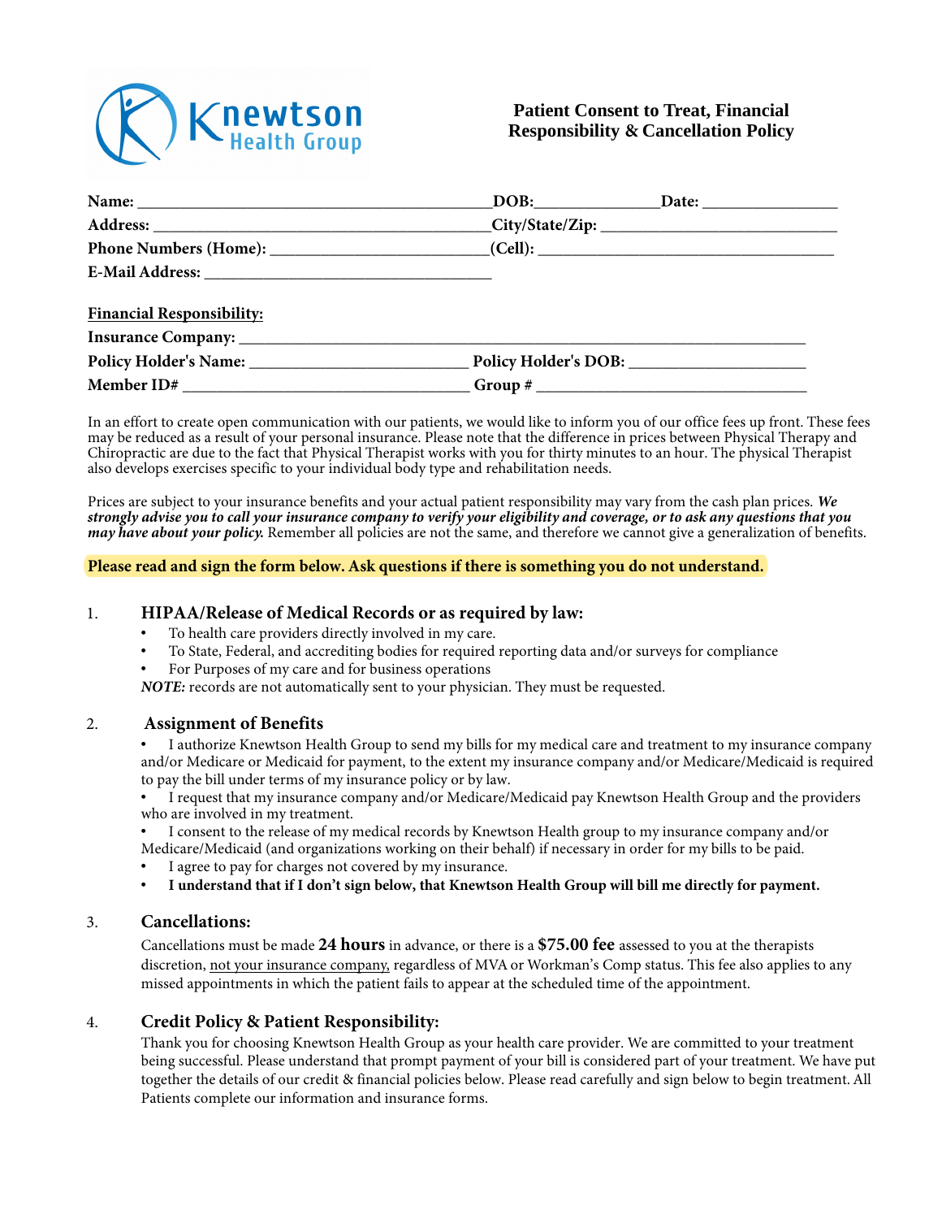Knewtson Health Group

# Patient Consent to Treat, Financial Responsibility & Cancellation Policy

**Name:** ________________________________________**DOB:**______________**Date:** _______________

**Address:** ______________________________________**City/State/Zip:** ___________________________

**Phone Numbers (Home):** _________________________**(Cell):** __________________________________

**E-Mail Address:** _________________________________

**Financial Responsibility:**

**Insurance Company:** ________________________________________________________________

**Policy Holder's Name:** _________________________ **Policy Holder's DOB:** ____________________

**Member ID#** _________________________________ **Group #** ______________________________

In an effort to create open communication with our patients, we would like to inform you of our office fees up front. These fees may be reduced as a result of your personal insurance. Please note that the difference in prices between Physical Therapy and Chiropractic are due to the fact that Physical Therapist works with you for thirty minutes to an hour. The physical Therapist also develops exercises specific to your individual body type and rehabilitation needs.

Prices are subject to your insurance benefits and your actual patient responsibility may vary from the cash plan prices. ***We strongly advise you to call your insurance company to verify your eligibility and coverage, or to ask any questions that you may have about your policy.*** Remember all policies are not the same, and therefore we cannot give a generalization of benefits.

**Please read and sign the form below. Ask questions if there is something you do not understand.**

1. **HIPAA/Release of Medical Records or as required by law:**
   - To health care providers directly involved in my care.
   - To State, Federal, and accrediting bodies for required reporting data and/or surveys for compliance
   - For Purposes of my care and for business operations

   ***NOTE:*** records are not automatically sent to your physician. They must be requested.

2. **Assignment of Benefits**
   - I authorize Knewtson Health Group to send my bills for my medical care and treatment to my insurance company and/or Medicare or Medicaid for payment, to the extent my insurance company and/or Medicare/Medicaid is required to pay the bill under terms of my insurance policy or by law.
   - I request that my insurance company and/or Medicare/Medicaid pay Knewtson Health Group and the providers who are involved in my treatment.
   - I consent to the release of my medical records by Knewtson Health group to my insurance company and/or Medicare/Medicaid (and organizations working on their behalf) if necessary in order for my bills to be paid.
   - I agree to pay for charges not covered by my insurance.
   - **I understand that if I don't sign below, that Knewtson Health Group will bill me directly for payment.**

3. **Cancellations:**

   Cancellations must be made **24 hours** in advance, or there is a **$75.00 fee** assessed to you at the therapists discretion, not your insurance company, regardless of MVA or Workman's Comp status. This fee also applies to any missed appointments in which the patient fails to appear at the scheduled time of the appointment.

4. **Credit Policy & Patient Responsibility:**

   Thank you for choosing Knewtson Health Group as your health care provider. We are committed to your treatment being successful. Please understand that prompt payment of your bill is considered part of your treatment. We have put together the details of our credit & financial policies below. Please read carefully and sign below to begin treatment. All Patients complete our information and insurance forms.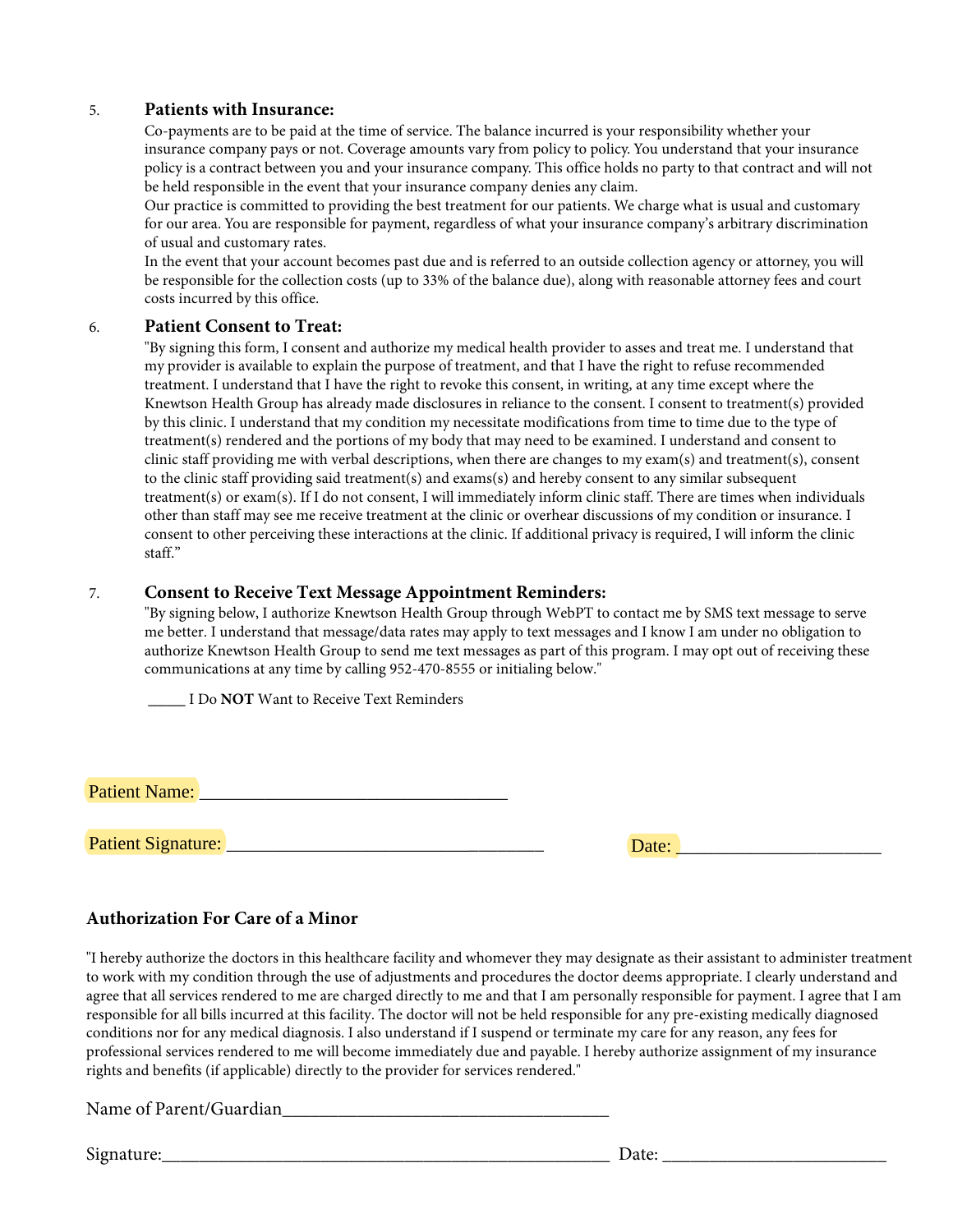5. **Patients with Insurance:**

   Co-payments are to be paid at the time of service. The balance incurred is your responsibility whether your insurance company pays or not. Coverage amounts vary from policy to policy. You understand that your insurance policy is a contract between you and your insurance company. This office holds no party to that contract and will not be held responsible in the event that your insurance company denies any claim.

   Our practice is committed to providing the best treatment for our patients. We charge what is usual and customary for our area. You are responsible for payment, regardless of what your insurance company's arbitrary discrimination of usual and customary rates.

   In the event that your account becomes past due and is referred to an outside collection agency or attorney, you will be responsible for the collection costs (up to 33% of the balance due), along with reasonable attorney fees and court costs incurred by this office.

6. **Patient Consent to Treat:**

   "By signing this form, I consent and authorize my medical health provider to asses and treat me. I understand that my provider is available to explain the purpose of treatment, and that I have the right to refuse recommended treatment. I understand that I have the right to revoke this consent, in writing, at any time except where the Knewtson Health Group has already made disclosures in reliance to the consent. I consent to treatment(s) provided by this clinic. I understand that my condition my necessitate modifications from time to time due to the type of treatment(s) rendered and the portions of my body that may need to be examined. I understand and consent to clinic staff providing me with verbal descriptions, when there are changes to my exam(s) and treatment(s), consent to the clinic staff providing said treatment(s) and exams(s) and hereby consent to any similar subsequent treatment(s) or exam(s). If I do not consent, I will immediately inform clinic staff. There are times when individuals other than staff may see me receive treatment at the clinic or overhear discussions of my condition or insurance. I consent to other perceiving these interactions at the clinic. If additional privacy is required, I will inform the clinic staff."

7. **Consent to Receive Text Message Appointment Reminders:**

   "By signing below, I authorize Knewtson Health Group through WebPT to contact me by SMS text message to serve me better. I understand that message/data rates may apply to text messages and I know I am under no obligation to authorize Knewtson Health Group to send me text messages as part of this program. I may opt out of receiving these communications at any time by calling 952-470-8555 or initialing below."

   _____ I Do **NOT** Want to Receive Text Reminders

Patient Name: ________________________________

Patient Signature: ________________________________ Date: ____________________

**Authorization For Care of a Minor**

"I hereby authorize the doctors in this healthcare facility and whomever they may designate as their assistant to administer treatment to work with my condition through the use of adjustments and procedures the doctor deems appropriate. I clearly understand and agree that all services rendered to me are charged directly to me and that I am personally responsible for payment. I agree that I am responsible for all bills incurred at this facility. The doctor will not be held responsible for any pre-existing medically diagnosed conditions nor for any medical diagnosis. I also understand if I suspend or terminate my care for any reason, any fees for professional services rendered to me will become immediately due and payable. I hereby authorize assignment of my insurance rights and benefits (if applicable) directly to the provider for services rendered."

Name of Parent/Guardian___________________________________

Signature:_______________________________________________ Date: _______________________